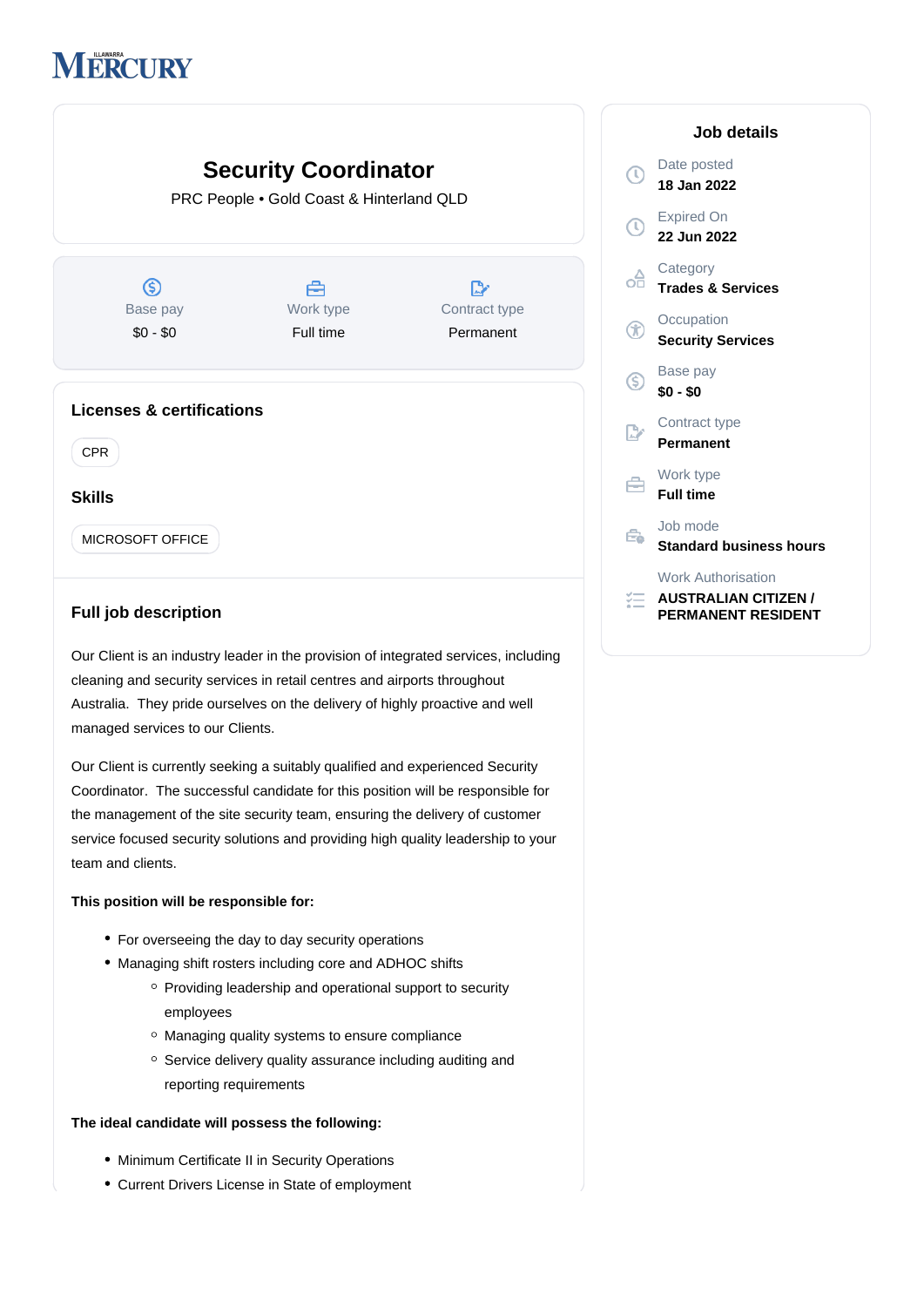ILLAWARRA MERCURY

# Security Coordinator

PRC People • Gold Coast & Hinterland QLD

| Base pay | Work type | Contract type |
| --- | --- | --- |
| $0 - $0 | Full time | Permanent |

## Job details

Date posted
**18 Jan 2022**

Expired On
**22 Jun 2022**

Category
**Trades & Services**

Occupation
**Security Services**

Base pay
**$0 - $0**

Contract type
**Permanent**

Work type
**Full time**

Job mode
**Standard business hours**

Work Authorisation
**AUSTRALIAN CITIZEN / PERMANENT RESIDENT**

## Licenses & certifications

CPR

## Skills

MICROSOFT OFFICE

## Full job description

Our Client is an industry leader in the provision of integrated services, including cleaning and security services in retail centres and airports throughout Australia. They pride ourselves on the delivery of highly proactive and well managed services to our Clients.

Our Client is currently seeking a suitably qualified and experienced Security Coordinator. The successful candidate for this position will be responsible for the management of the site security team, ensuring the delivery of customer service focused security solutions and providing high quality leadership to your team and clients.

**This position will be responsible for:**

- For overseeing the day to day security operations
- Managing shift rosters including core and ADHOC shifts
    - Providing leadership and operational support to security employees
    - Managing quality systems to ensure compliance
    - Service delivery quality assurance including auditing and reporting requirements

**The ideal candidate will possess the following:**

- Minimum Certificate II in Security Operations
- Current Drivers License in State of employment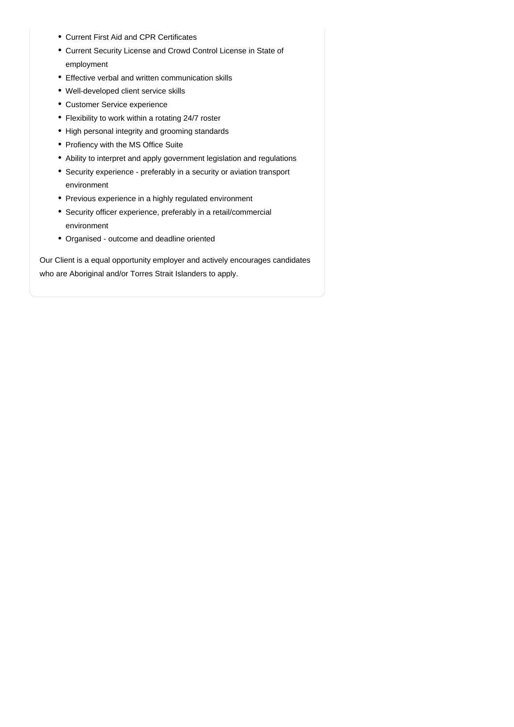- Current First Aid and CPR Certificates
- Current Security License and Crowd Control License in State of employment
- Effective verbal and written communication skills
- Well-developed client service skills
- Customer Service experience
- Flexibility to work within a rotating 24/7 roster
- High personal integrity and grooming standards
- Profiency with the MS Office Suite
- Ability to interpret and apply government legislation and regulations
- Security experience - preferably in a security or aviation transport environment
- Previous experience in a highly regulated environment
- Security officer experience, preferably in a retail/commercial environment
- Organised - outcome and deadline oriented

Our Client is a equal opportunity employer and actively encourages candidates who are Aboriginal and/or Torres Strait Islanders to apply.